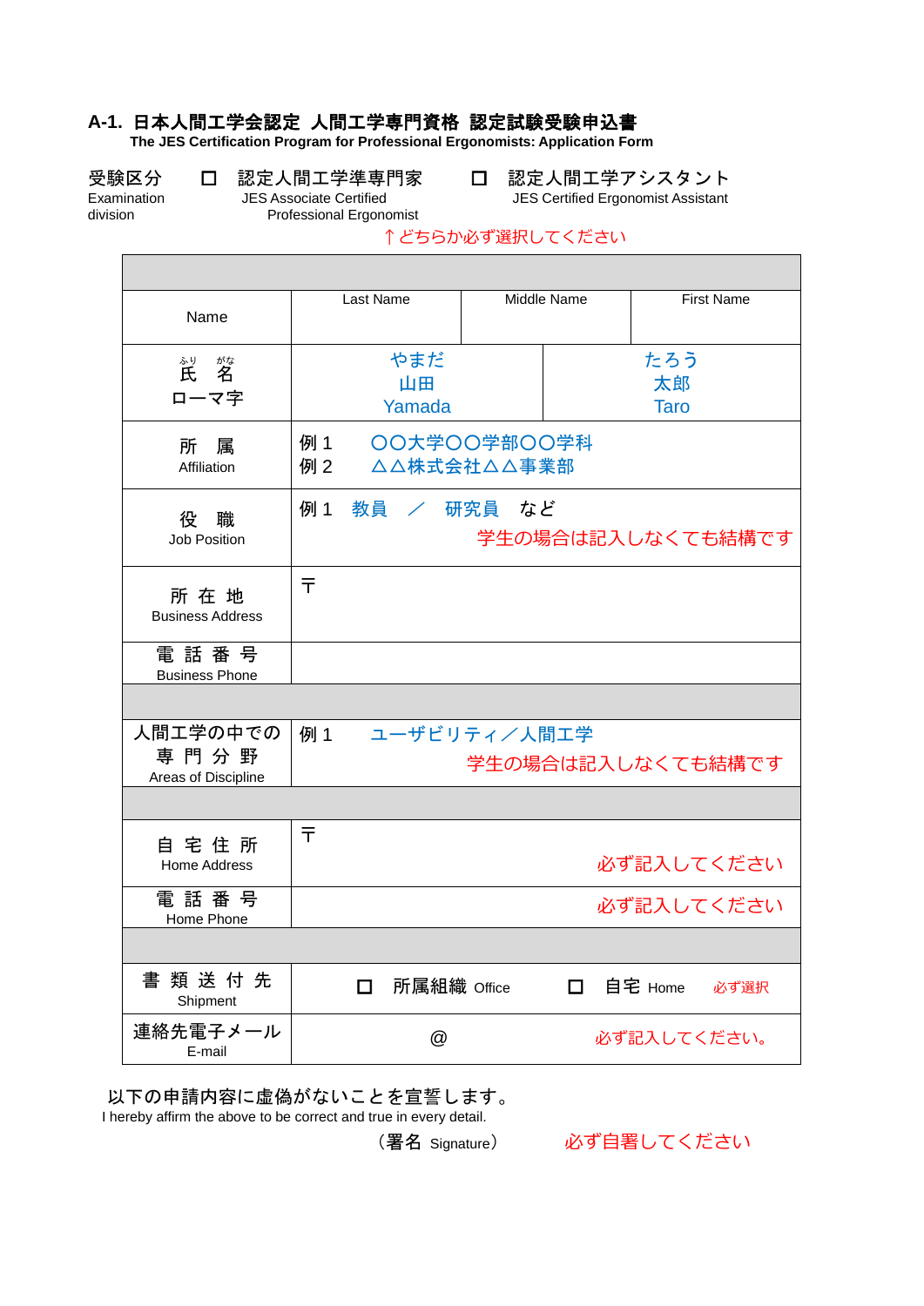# A-1. 日本人間工学会認定 人間工学専門資格 認定試験受験申込書

**The JES Certification Program for Professional Ergonomists: Application Form**

受験区分 Examination division　　□ 認定人間工学準専門家 JES Associate Certified Professional Ergonomist　　□ 認定人間工学アシスタント JES Certified Ergonomist Assistant

↑どちらか必ず選択してください

| | | | |
|---|---|---|---|
| | | | |
| Name | Last Name | Middle Name | First Name |
| 氏名（ふりがな）<br>ローマ字 | やまだ<br>山田<br>Yamada | | たろう<br>太郎<br>Taro |
| 所　属<br>Affiliation | 例 1　〇〇大学〇〇学部〇〇学科<br>例 2　△△株式会社△△事業部 | | |
| 役　職<br>Job Position | 例 1　教員　／　研究員　など<br>学生の場合は記入しなくても結構です | | |
| 所 在 地<br>Business Address | 〒 | | |
| 電 話 番 号<br>Business Phone | | | |
| | | | |
| 人間工学の中での<br>専 門 分 野<br>Areas of Discipline | 例 1　ユーザビリティ／人間工学<br>学生の場合は記入しなくても結構です | | |
| | | | |
| 自 宅 住 所<br>Home Address | 〒<br>必ず記入してください | | |
| 電 話 番 号<br>Home Phone | 必ず記入してください | | |
| | | | |
| 書 類 送 付 先<br>Shipment | □ 所属組織 Office　□ 自宅 Home　必ず選択 | | |
| 連絡先電子メール<br>E-mail | @　必ず記入してください。 | | |

以下の申請内容に虚偽がないことを宣誓します。
I hereby affirm the above to be correct and true in every detail.

（署名 Signature）　　必ず自署してください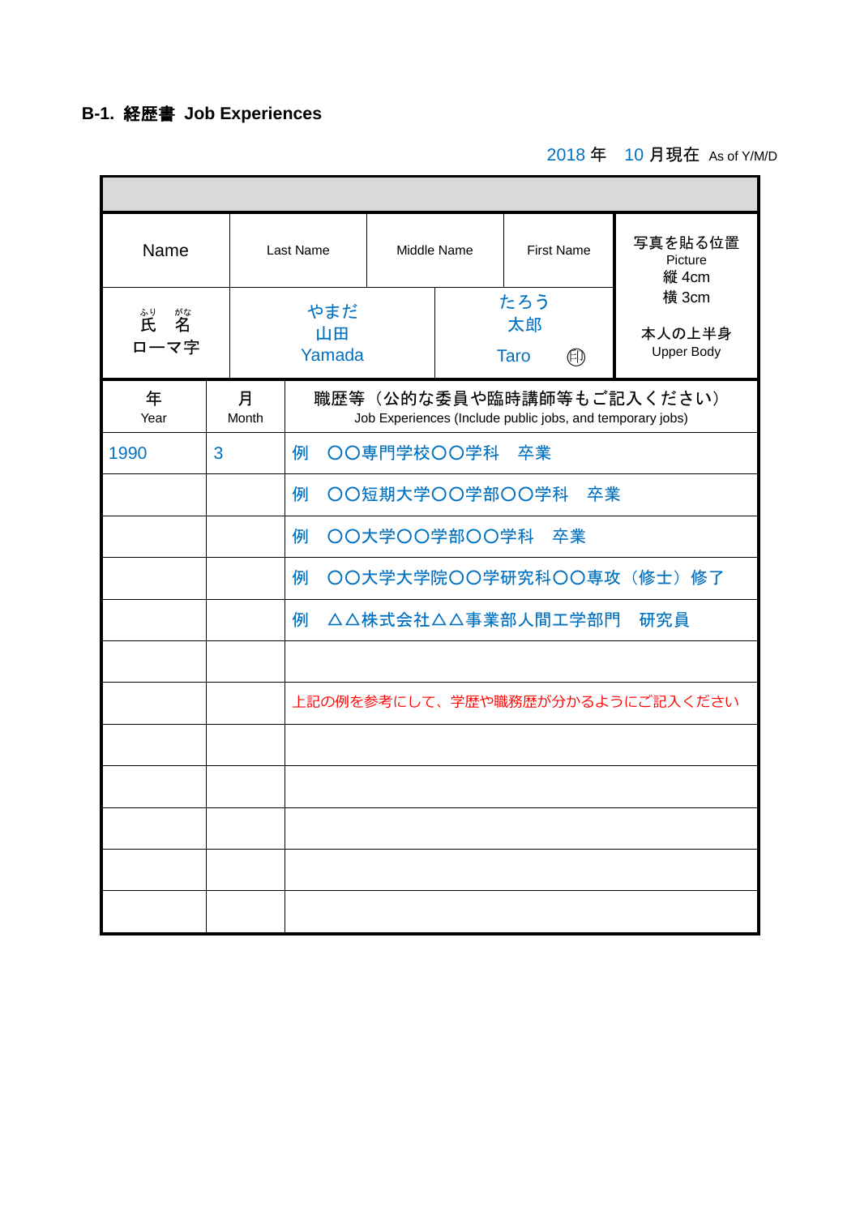## B-1. 経歴書 Job Experiences

2018 年　10 月現在 As of Y/M/D

| Name | Last Name | Middle Name | First Name | 写真を貼る位置 Picture 縦 4cm 横 3cm 本人の上半身 Upper Body |
|---|---|---|---|---|
| ふりがな 氏名 ローマ字 | やまだ 山田 Yamada | | たろう 太郎 Taro ㊞ | |

| 年 Year | 月 Month | 職歴等（公的な委員や臨時講師等もご記入ください） Job Experiences (Include public jobs, and temporary jobs) |
|---|---|---|
| 1990 | 3 | 例　〇〇専門学校〇〇学科　卒業 |
| | | 例　〇〇短期大学〇〇学部〇〇学科　卒業 |
| | | 例　〇〇大学〇〇学部〇〇学科　卒業 |
| | | 例　〇〇大学大学院〇〇学研究科〇〇専攻（修士）修了 |
| | | 例　△△株式会社△△事業部人間工学部門　研究員 |
| | | |
| | | 上記の例を参考にして、学歴や職務歴が分かるようにご記入ください |
| | | |
| | | |
| | | |
| | | |
| | | |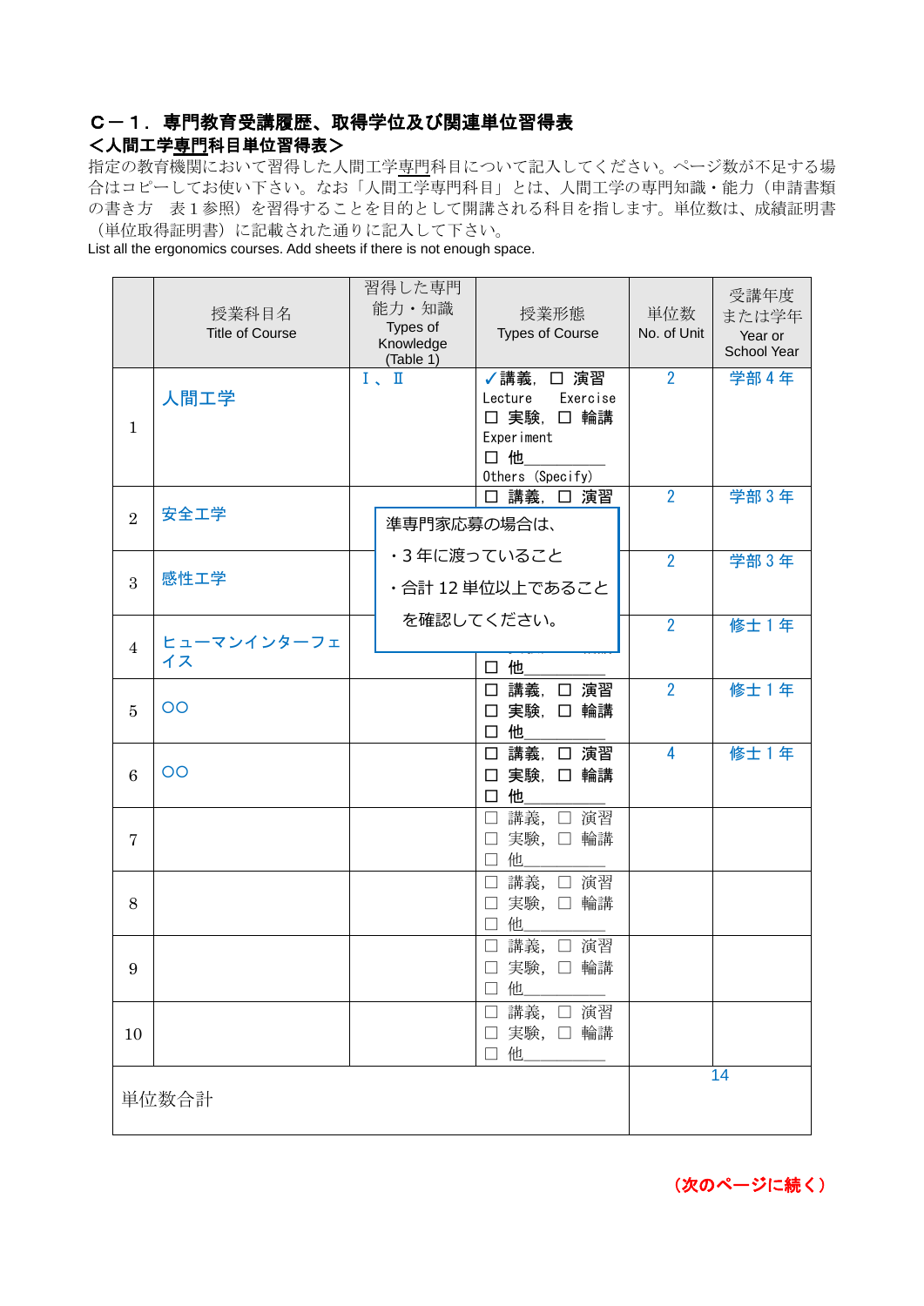**Ｃ－１．専門教育受講履歴、取得学位及び関連単位習得表**

**＜人間工学専門科目単位習得表＞**

指定の教育機関において習得した人間工学専門科目について記入してください。ページ数が不足する場合はコピーしてお使い下さい。なお「人間工学専門科目」とは、人間工学の専門知識・能力（申請書類の書き方　表１参照）を習得することを目的として開講される科目を指します。単位数は、成績証明書（単位取得証明書）に記載された通りに記入して下さい。
List all the ergonomics courses. Add sheets if there is not enough space.

| | 授業科目名 Title of Course | 習得した専門能力・知識 Types of Knowledge (Table 1) | 授業形態 Types of Course | 単位数 No. of Unit | 受講年度または学年 Year or School Year |
|---|---|---|---|---|---|
| 1 | 人間工学 | Ⅰ、Ⅱ | ✓講義, ☐ 演習 Lecture Exercise ☐ 実験, ☐ 輪講 Experiment ☐ 他＿＿＿＿ Others (Specify) | 2 | 学部４年 |
| 2 | 安全工学 | | ☐ 講義, ☐ 演習 | 2 | 学部３年 |
| 3 | 感性工学 | | | 2 | 学部３年 |
| 4 | ヒューマンインターフェイス | | ☐ 他＿＿＿＿ | 2 | 修士１年 |
| 5 | ○○ | | ☐ 講義, ☐ 演習 ☐ 実験, ☐ 輪講 ☐ 他＿＿＿＿ | 2 | 修士１年 |
| 6 | ○○ | | ☐ 講義, ☐ 演習 ☐ 実験, ☐ 輪講 ☐ 他＿＿＿＿ | 4 | 修士１年 |
| 7 | | | ☐ 講義, ☐ 演習 ☐ 実験, ☐ 輪講 ☐ 他＿＿＿＿ | | |
| 8 | | | ☐ 講義, ☐ 演習 ☐ 実験, ☐ 輪講 ☐ 他＿＿＿＿ | | |
| 9 | | | ☐ 講義, ☐ 演習 ☐ 実験, ☐ 輪講 ☐ 他＿＿＿＿ | | |
| 10 | | | ☐ 講義, ☐ 演習 ☐ 実験, ☐ 輪講 ☐ 他＿＿＿＿ | | |
| 単位数合計 | | | | 14 | |

準専門家応募の場合は、
・３年に渡っていること
・合計 12 単位以上であること
を確認してください。

**（次のページに続く）**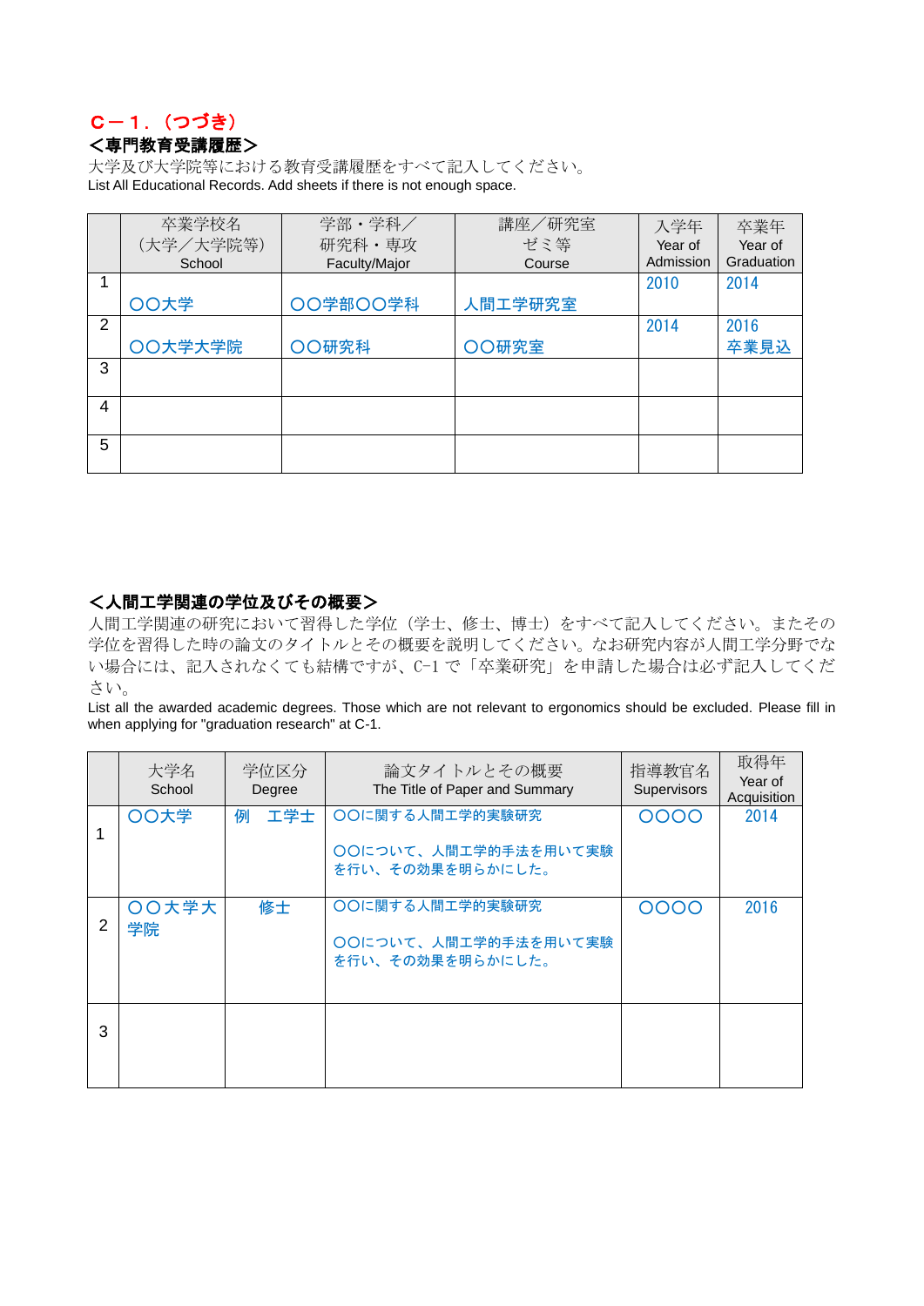**Ｃ－１．（つづき）**

**＜専門教育受講履歴＞**

大学及び大学院等における教育受講履歴をすべて記入してください。
List All Educational Records. Add sheets if there is not enough space.

| | 卒業学校名（大学／大学院等）School | 学部・学科／研究科・専攻 Faculty/Major | 講座／研究室 ゼミ等 Course | 入学年 Year of Admission | 卒業年 Year of Graduation |
|---|---|---|---|---|---|
| 1 | ○○大学 | ○○学部○○学科 | 人間工学研究室 | 2010 | 2014 |
| 2 | ○○大学大学院 | ○○研究科 | ○○研究室 | 2014 | 2016 卒業見込 |
| 3 | | | | | |
| 4 | | | | | |
| 5 | | | | | |

**＜人間工学関連の学位及びその概要＞**

人間工学関連の研究において習得した学位（学士、修士、博士）をすべて記入してください。またその学位を習得した時の論文のタイトルとその概要を説明してください。なお研究内容が人間工学分野でない場合には、記入されなくても結構ですが、C-1 で「卒業研究」を申請した場合は必ず記入してください。

List all the awarded academic degrees. Those which are not relevant to ergonomics should be excluded. Please fill in when applying for "graduation research" at C-1.

| | 大学名 School | 学位区分 Degree | 論文タイトルとその概要 The Title of Paper and Summary | 指導教官名 Supervisors | 取得年 Year of Acquisition |
|---|---|---|---|---|---|
| 1 | ○○大学 | 例　工学士 | ○○に関する人間工学的実験研究<br><br>○○について、人間工学的手法を用いて実験を行い、その効果を明らかにした。 | ○○○○ | 2014 |
| 2 | ○○大学大学院 | 修士 | ○○に関する人間工学的実験研究<br><br>○○について、人間工学的手法を用いて実験を行い、その効果を明らかにした。 | ○○○○ | 2016 |
| 3 | | | | | |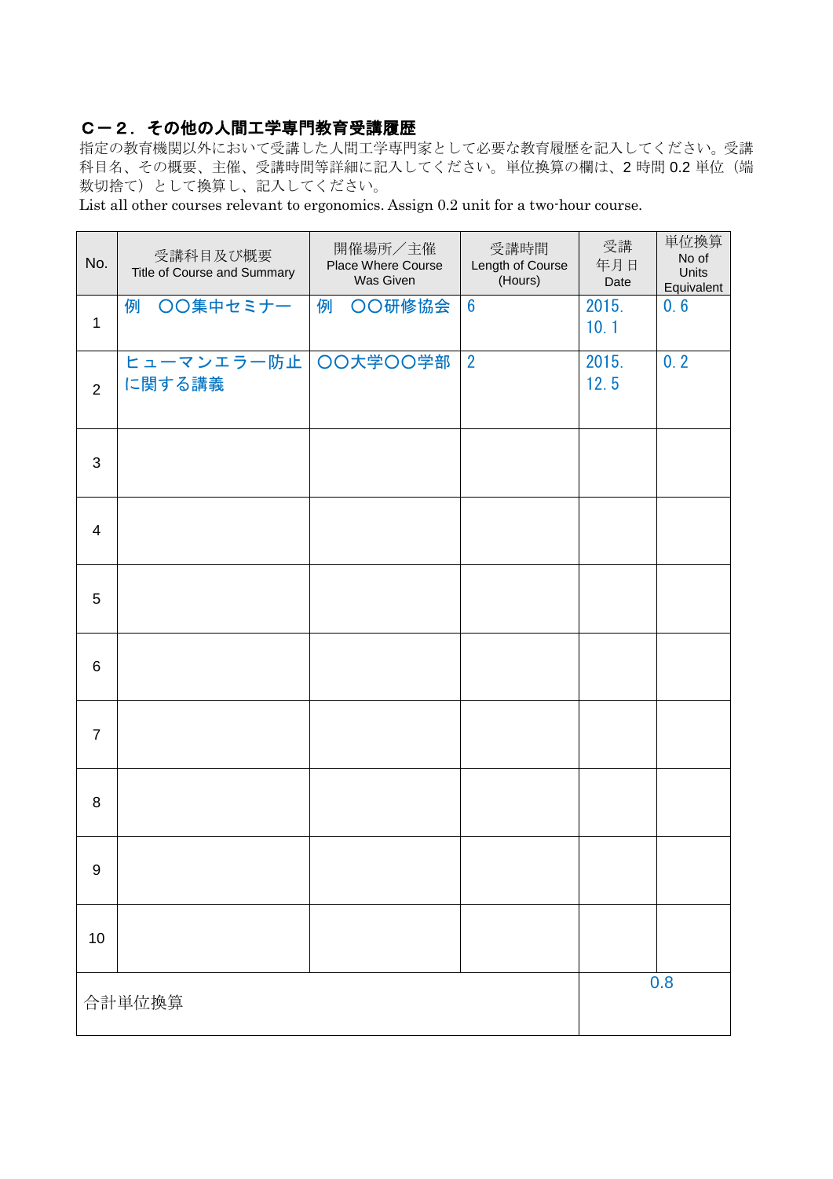## Ｃ－２．その他の人間工学専門教育受講履歴

指定の教育機関以外において受講した人間工学専門家として必要な教育履歴を記入してください。受講科目名、その概要、主催、受講時間等詳細に記入してください。単位換算の欄は、2 時間 0.2 単位（端数切捨て）として換算し、記入してください。

List all other courses relevant to ergonomics. Assign 0.2 unit for a two-hour course.

| No. | 受講科目及び概要 Title of Course and Summary | 開催場所／主催 Place Where Course Was Given | 受講時間 Length of Course (Hours) | 受講 年月日 Date | 単位換算 No of Units Equivalent |
|---|---|---|---|---|---|
| 1 | 例　〇〇集中セミナー | 例　〇〇研修協会 | 6 | 2015. 10. 1 | 0. 6 |
| 2 | ヒューマンエラー防止に関する講義 | 〇〇大学〇〇学部 | 2 | 2015. 12. 5 | 0. 2 |
| 3 | | | | | |
| 4 | | | | | |
| 5 | | | | | |
| 6 | | | | | |
| 7 | | | | | |
| 8 | | | | | |
| 9 | | | | | |
| 10 | | | | | |
| 合計単位換算 | | | | | 0.8 |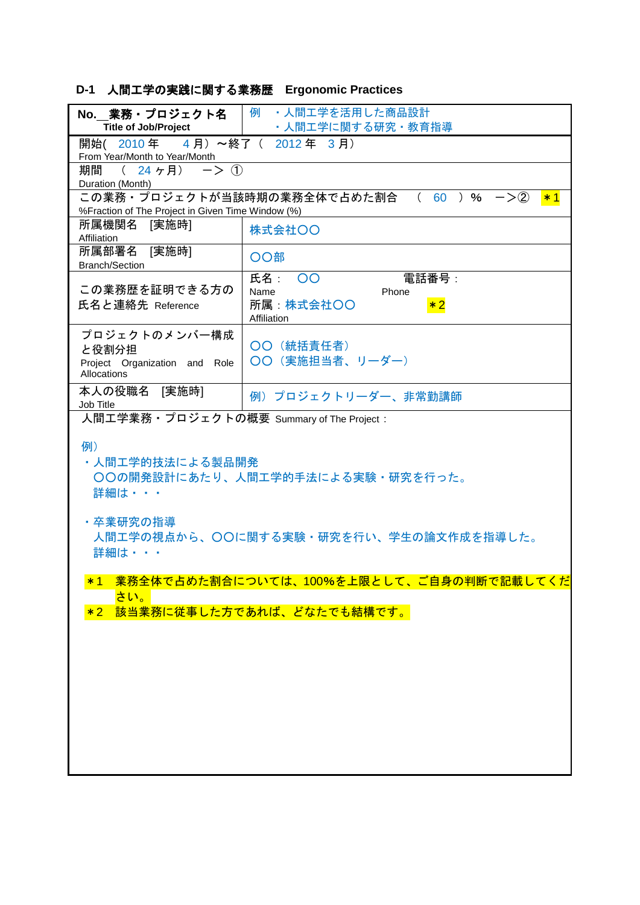## D-1　人間工学の実践に関する業務歴　Ergonomic Practices

| No.＿業務・プロジェクト名<br>Title of Job/Project | 例　・人間工学を活用した商品設計<br>　　・人間工学に関する研究・教育指導 |
|---|---|
| 開始(　2010 年　　4 月）～終了（　2012 年　3 月）<br>From Year/Month to Year/Month | |
| 期間　（　24 ヶ月）　ー> ①<br>Duration (Month) | |
| この業務・プロジェクトが当該時期の業務全体で占めた割合　（　60　）%　ー>②　＊1<br>%Fraction of The Project in Given Time Window (%) | |
| 所属機関名　[実施時]<br>Affiliation | 株式会社〇〇 |
| 所属部署名　[実施時]<br>Branch/Section | 〇〇部 |
| この業務歴を証明できる方の氏名と連絡先 Reference | 氏名：　〇〇　　電話番号：<br>Name　　Phone<br>所属：株式会社〇〇　＊2<br>Affiliation |
| プロジェクトのメンバー構成と役割分担<br>Project Organization and Role Allocations | 〇〇（統括責任者）<br>〇〇（実施担当者、リーダー） |
| 本人の役職名　[実施時]<br>Job Title | 例）プロジェクトリーダー、非常勤講師 |

人間工学業務・プロジェクトの概要 Summary of The Project：

例）

・人間工学的技法による製品開発
　〇〇の開発設計にあたり、人間工学的手法による実験・研究を行った。
　詳細は・・・

・卒業研究の指導
　人間工学の視点から、〇〇に関する実験・研究を行い、学生の論文作成を指導した。
　詳細は・・・

＊1　業務全体で占めた割合については、100%を上限として、ご自身の判断で記載してください。

＊2　該当業務に従事した方であれば、どなたでも結構です。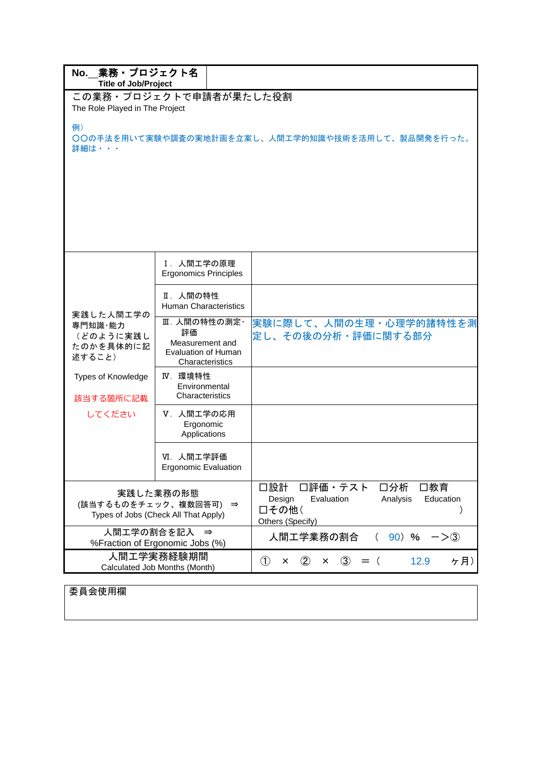| No.__業務・プロジェクト名<br>Title of Job/Project | | |
|---|---|---|
| この業務・プロジェクトで申請者が果たした役割<br>The Role Played in The Project<br><br>例）<br>〇〇の手法を用いて実験や調査の実地計画を立案し、人間工学的知識や技術を活用して、製品開発を行った。<br>詳細は・・・ | | |
| 実践した人間工学の専門知識･能力<br>（どのように実践したのかを具体的に記述すること）<br><br>Types of Knowledge<br><br>該当する箇所に記載してください | Ⅰ．人間工学の原理<br>Ergonomics Principles | |
| | Ⅱ．人間の特性<br>Human Characteristics | |
| | Ⅲ．人間の特性の測定･評価<br>Measurement and Evaluation of Human Characteristics | 実験に際して、人間の生理・心理学的諸特性を測定し、その後の分析・評価に関する部分 |
| | Ⅳ．環境特性<br>Environmental Characteristics | |
| | Ⅴ．人間工学の応用<br>Ergonomic Applications | |
| | Ⅵ．人間工学評価<br>Ergonomic Evaluation | |
| 実践した業務の形態<br>(該当するものをチェック、複数回答可) ⇒<br>Types of Jobs (Check All That Apply) | | ☐設計 Design　☐評価・テスト Evaluation　☐分析 Analysis　☐教育 Education<br>☐その他（　　　　　　　　　　　　）<br>Others (Specify) |
| 人間工学の割合を記入 ⇒<br>%Fraction of Ergonomic Jobs (%) | | 人間工学業務の割合　（ 90）%　－>③ |
| 人間工学実務経験期間<br>Calculated Job Months (Month) | | ①　×　②　×　③　＝（　　12.9　　ヶ月） |

| 委員会使用欄 |
|---|
| |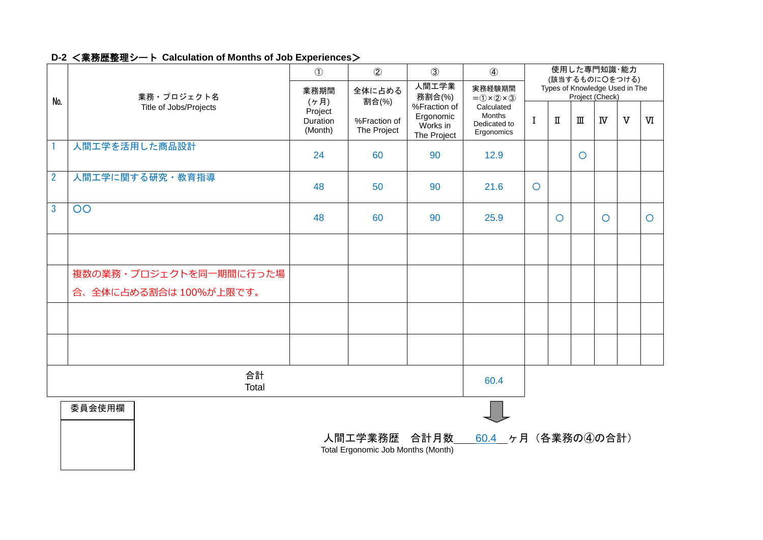**D-2 ＜業務歴整理シート Calculation of Months of Job Experiences＞**

| No. | 業務・プロジェクト名 Title of Jobs/Projects | ① 業務期間 (ヶ月) Project Duration (Month) | ② 全体に占める割合(%) %Fraction of The Project | ③ 人間工学業務割合(%) %Fraction of Ergonomic Works in The Project | ④ 実務経験期間 =①×②×③ Calculated Months Dedicated to Ergonomics | 使用した専門知識･能力 (該当するものに○をつける) Types of Knowledge Used in The Project (Check) | | | | | |
|---|---|---|---|---|---|---|---|---|---|---|---|
| | | | | | | Ⅰ | Ⅱ | Ⅲ | Ⅳ | Ⅴ | Ⅵ |
| 1 | 人間工学を活用した商品設計 | 24 | 60 | 90 | 12.9 | | | ○ | | | |
| 2 | 人間工学に関する研究・教育指導 | 48 | 50 | 90 | 21.6 | ○ | | | | | |
| 3 | ○○ | 48 | 60 | 90 | 25.9 | | ○ | | ○ | | ○ |
| | | | | | | | | | | | |
| | 複数の業務・プロジェクトを同一期間に行った場合、全体に占める割合は 100%が上限です。 | | | | | | | | | | |
| | | | | | | | | | | | |
| | | | | | | | | | | | |
| 合計 Total | | | | | 60.4 | | | | | | |

委員会使用欄

人間工学業務歴　合計月数 60.4 ヶ月（各業務の④の合計）
Total Ergonomic Job Months (Month)